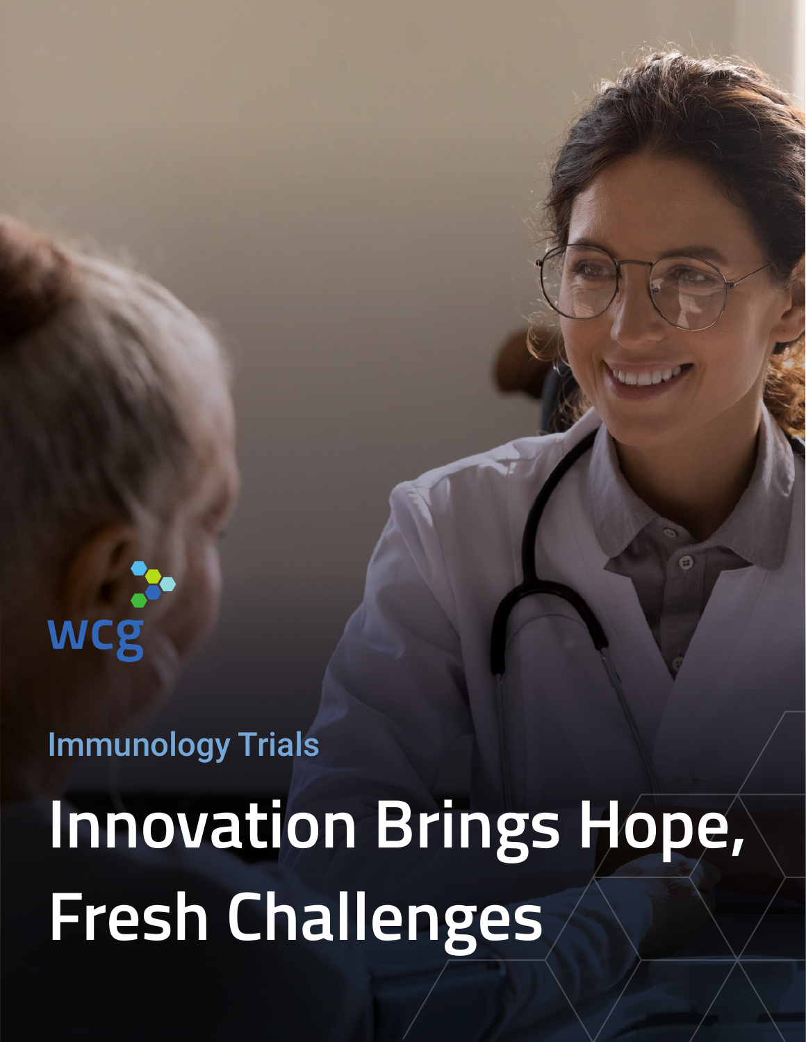wcg

Immunology Trials

# Innovation Brings Hope, Fresh Challenges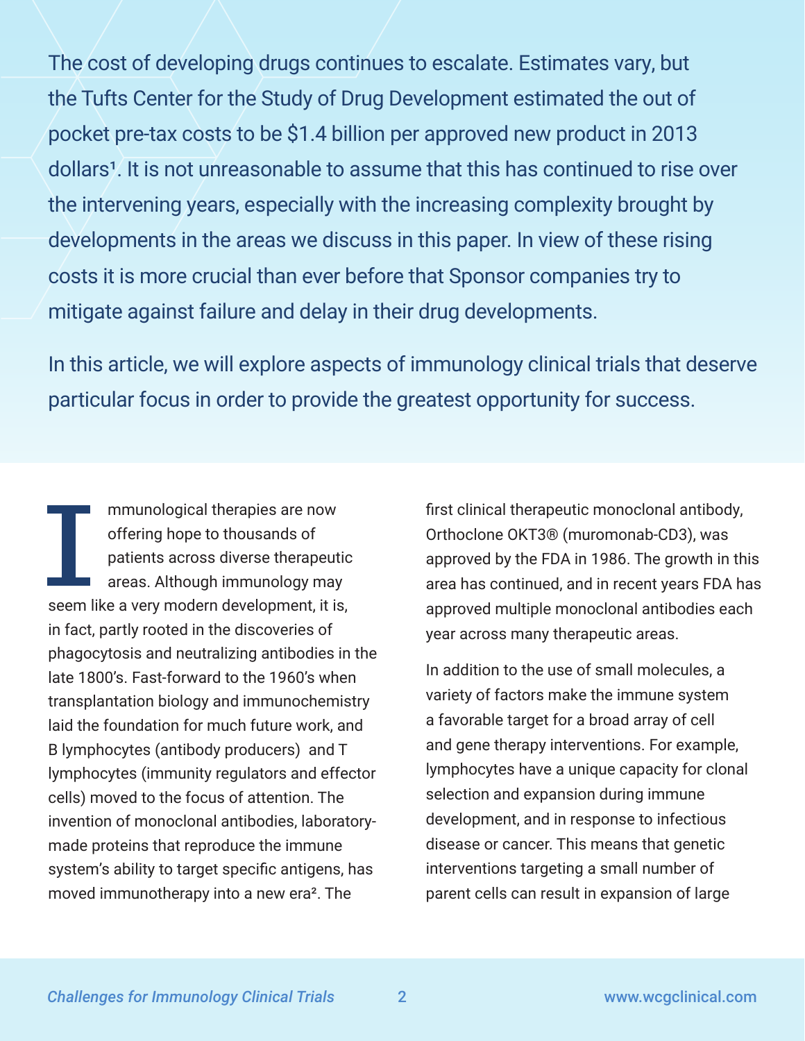The cost of developing drugs continues to escalate. Estimates vary, but the Tufts Center for the Study of Drug Development estimated the out of pocket pre-tax costs to be $1.4 billion per approved new product in 2013 dollars[1]. It is not unreasonable to assume that this has continued to rise over the intervening years, especially with the increasing complexity brought by developments in the areas we discuss in this paper. In view of these rising costs it is more crucial than ever before that Sponsor companies try to mitigate against failure and delay in their drug developments.

In this article, we will explore aspects of immunology clinical trials that deserve particular focus in order to provide the greatest opportunity for success.

Immunological therapies are now offering hope to thousands of patients across diverse therapeutic areas. Although immunology may seem like a very modern development, it is, in fact, partly rooted in the discoveries of phagocytosis and neutralizing antibodies in the late 1800's. Fast-forward to the 1960's when transplantation biology and immunochemistry laid the foundation for much future work, and B lymphocytes (antibody producers) and T lymphocytes (immunity regulators and effector cells) moved to the focus of attention. The invention of monoclonal antibodies, laboratory-made proteins that reproduce the immune system's ability to target specific antigens, has moved immunotherapy into a new era[2]. The first clinical therapeutic monoclonal antibody, Orthoclone OKT3® (muromonab-CD3), was approved by the FDA in 1986. The growth in this area has continued, and in recent years FDA has approved multiple monoclonal antibodies each year across many therapeutic areas.

In addition to the use of small molecules, a variety of factors make the immune system a favorable target for a broad array of cell and gene therapy interventions. For example, lymphocytes have a unique capacity for clonal selection and expansion during immune development, and in response to infectious disease or cancer. This means that genetic interventions targeting a small number of parent cells can result in expansion of large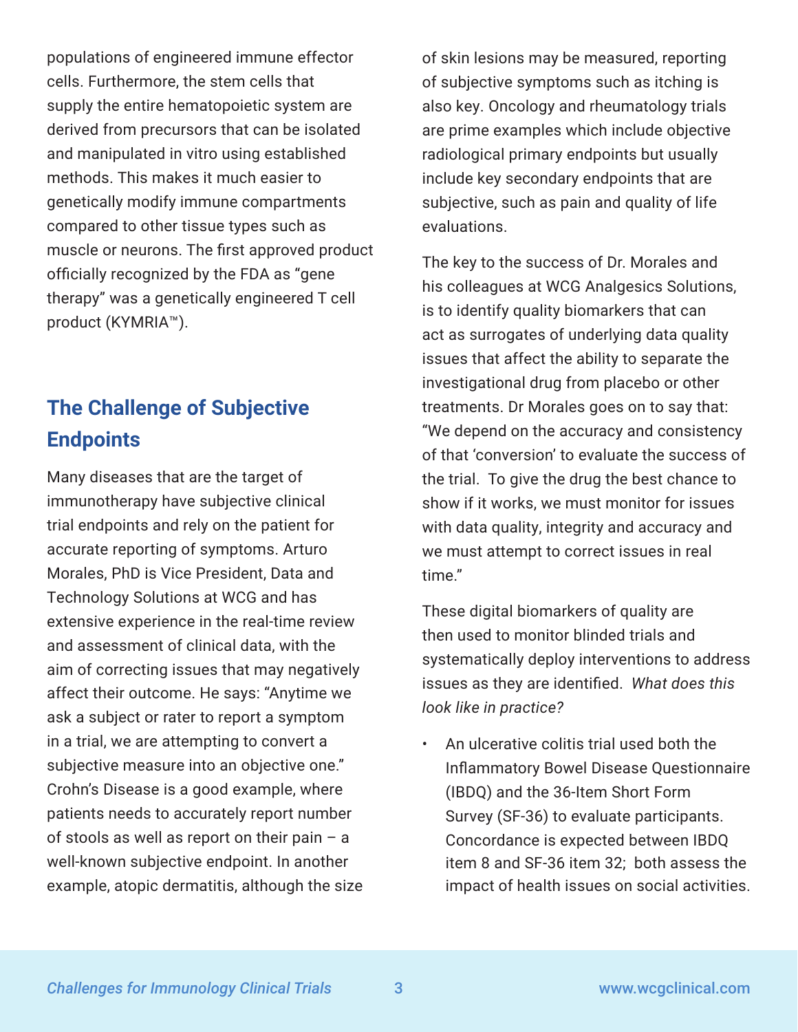populations of engineered immune effector cells. Furthermore, the stem cells that supply the entire hematopoietic system are derived from precursors that can be isolated and manipulated in vitro using established methods. This makes it much easier to genetically modify immune compartments compared to other tissue types such as muscle or neurons. The first approved product officially recognized by the FDA as "gene therapy" was a genetically engineered T cell product (KYMRIA™).

## The Challenge of Subjective Endpoints

Many diseases that are the target of immunotherapy have subjective clinical trial endpoints and rely on the patient for accurate reporting of symptoms. Arturo Morales, PhD is Vice President, Data and Technology Solutions at WCG and has extensive experience in the real-time review and assessment of clinical data, with the aim of correcting issues that may negatively affect their outcome. He says: "Anytime we ask a subject or rater to report a symptom in a trial, we are attempting to convert a subjective measure into an objective one." Crohn's Disease is a good example, where patients needs to accurately report number of stools as well as report on their pain – a well-known subjective endpoint. In another example, atopic dermatitis, although the size of skin lesions may be measured, reporting of subjective symptoms such as itching is also key. Oncology and rheumatology trials are prime examples which include objective radiological primary endpoints but usually include key secondary endpoints that are subjective, such as pain and quality of life evaluations.

The key to the success of Dr. Morales and his colleagues at WCG Analgesics Solutions, is to identify quality biomarkers that can act as surrogates of underlying data quality issues that affect the ability to separate the investigational drug from placebo or other treatments. Dr Morales goes on to say that: "We depend on the accuracy and consistency of that 'conversion' to evaluate the success of the trial. To give the drug the best chance to show if it works, we must monitor for issues with data quality, integrity and accuracy and we must attempt to correct issues in real time."

These digital biomarkers of quality are then used to monitor blinded trials and systematically deploy interventions to address issues as they are identified. *What does this look like in practice?*

- An ulcerative colitis trial used both the Inflammatory Bowel Disease Questionnaire (IBDQ) and the 36-Item Short Form Survey (SF-36) to evaluate participants. Concordance is expected between IBDQ item 8 and SF-36 item 32; both assess the impact of health issues on social activities.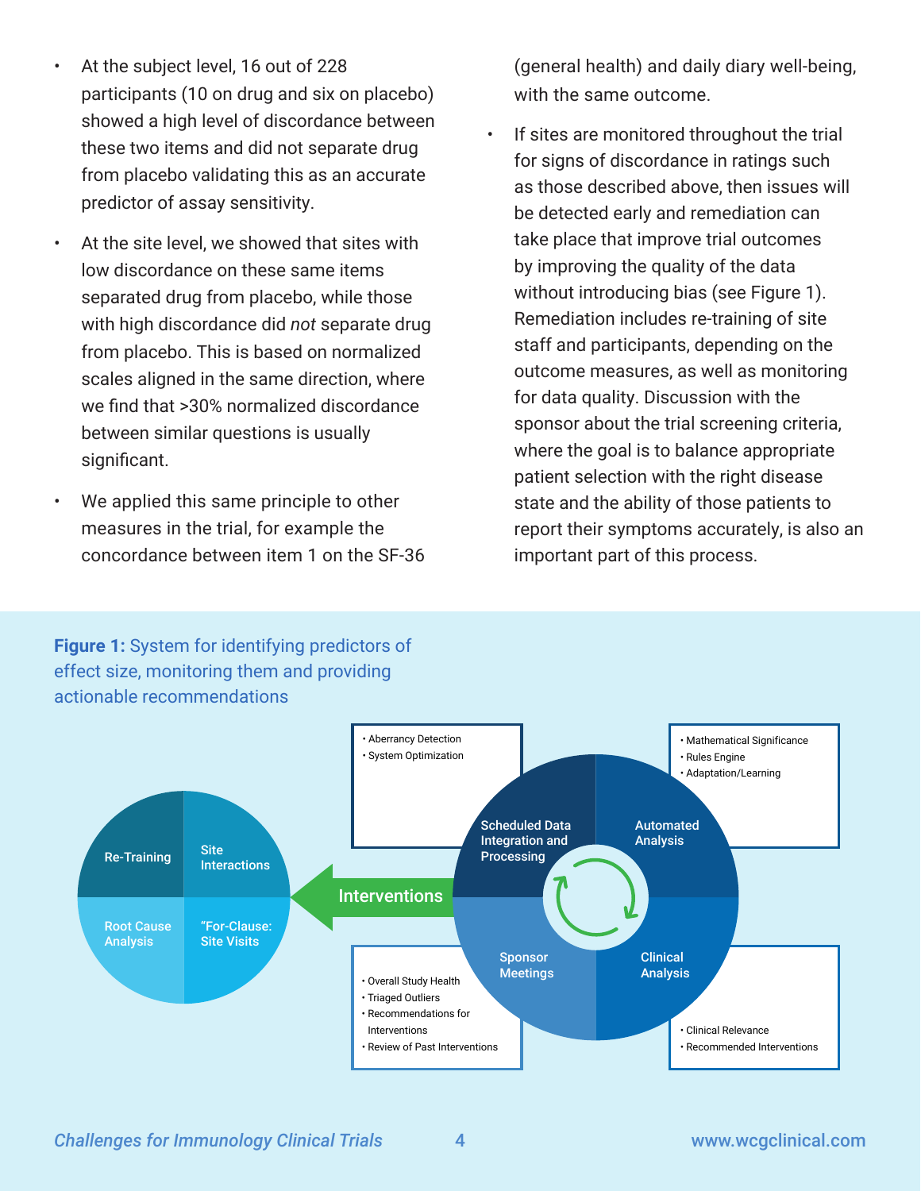- At the subject level, 16 out of 228 participants (10 on drug and six on placebo) showed a high level of discordance between these two items and did not separate drug from placebo validating this as an accurate predictor of assay sensitivity.
- At the site level, we showed that sites with low discordance on these same items separated drug from placebo, while those with high discordance did *not* separate drug from placebo. This is based on normalized scales aligned in the same direction, where we find that >30% normalized discordance between similar questions is usually significant.
- We applied this same principle to other measures in the trial, for example the concordance between item 1 on the SF-36 (general health) and daily diary well-being, with the same outcome.
- If sites are monitored throughout the trial for signs of discordance in ratings such as those described above, then issues will be detected early and remediation can take place that improve trial outcomes by improving the quality of the data without introducing bias (see Figure 1). Remediation includes re-training of site staff and participants, depending on the outcome measures, as well as monitoring for data quality. Discussion with the sponsor about the trial screening criteria, where the goal is to balance appropriate patient selection with the right disease state and the ability of those patients to report their symptoms accurately, is also an important part of this process.

**Figure 1:** System for identifying predictors of effect size, monitoring them and providing actionable recommendations

Re-Training | Site Interactions | Root Cause Analysis | "For-Clause: Site Visits

Interventions

Scheduled Data Integration and Processing
- Aberrancy Detection
- System Optimization

Automated Analysis
- Mathematical Significance
- Rules Engine
- Adaptation/Learning

Clinical Analysis
- Clinical Relevance
- Recommended Interventions

Sponsor Meetings
- Overall Study Health
- Triaged Outliers
- Recommendations for Interventions
- Review of Past Interventions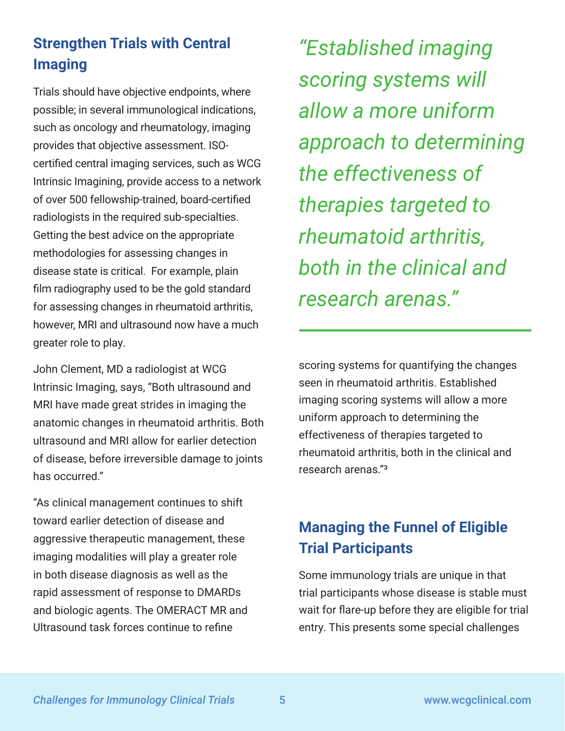## Strengthen Trials with Central Imaging

Trials should have objective endpoints, where possible; in several immunological indications, such as oncology and rheumatology, imaging provides that objective assessment. ISO-certified central imaging services, such as WCG Intrinsic Imagining, provide access to a network of over 500 fellowship-trained, board-certified radiologists in the required sub-specialties. Getting the best advice on the appropriate methodologies for assessing changes in disease state is critical. For example, plain film radiography used to be the gold standard for assessing changes in rheumatoid arthritis, however, MRI and ultrasound now have a much greater role to play.

John Clement, MD a radiologist at WCG Intrinsic Imaging, says, "Both ultrasound and MRI have made great strides in imaging the anatomic changes in rheumatoid arthritis. Both ultrasound and MRI allow for earlier detection of disease, before irreversible damage to joints has occurred."

*"Established imaging scoring systems will allow a more uniform approach to determining the effectiveness of therapies targeted to rheumatoid arthritis, both in the clinical and research arenas."*

"As clinical management continues to shift toward earlier detection of disease and aggressive therapeutic management, these imaging modalities will play a greater role in both disease diagnosis as well as the rapid assessment of response to DMARDs and biologic agents. The OMERACT MR and Ultrasound task forces continue to refine scoring systems for quantifying the changes seen in rheumatoid arthritis. Established imaging scoring systems will allow a more uniform approach to determining the effectiveness of therapies targeted to rheumatoid arthritis, both in the clinical and research arenas."[3]

## Managing the Funnel of Eligible Trial Participants

Some immunology trials are unique in that trial participants whose disease is stable must wait for flare-up before they are eligible for trial entry. This presents some special challenges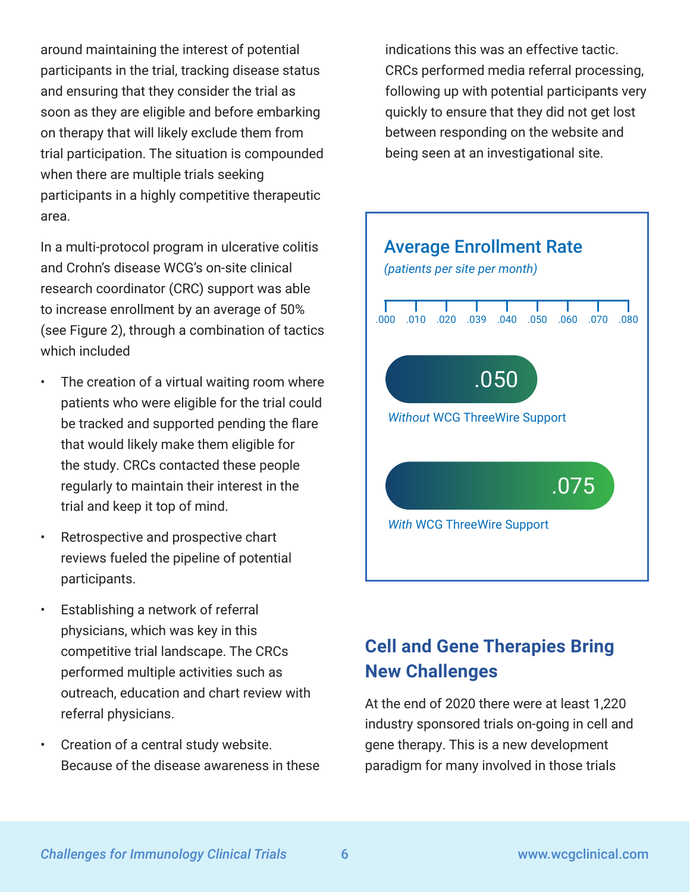around maintaining the interest of potential participants in the trial, tracking disease status and ensuring that they consider the trial as soon as they are eligible and before embarking on therapy that will likely exclude them from trial participation. The situation is compounded when there are multiple trials seeking participants in a highly competitive therapeutic area.

In a multi-protocol program in ulcerative colitis and Crohn's disease WCG's on-site clinical research coordinator (CRC) support was able to increase enrollment by an average of 50% (see Figure 2), through a combination of tactics which included

- The creation of a virtual waiting room where patients who were eligible for the trial could be tracked and supported pending the flare that would likely make them eligible for the study. CRCs contacted these people regularly to maintain their interest in the trial and keep it top of mind.
- Retrospective and prospective chart reviews fueled the pipeline of potential participants.
- Establishing a network of referral physicians, which was key in this competitive trial landscape. The CRCs performed multiple activities such as outreach, education and chart review with referral physicians.
- Creation of a central study website. Because of the disease awareness in these indications this was an effective tactic. CRCs performed media referral processing, following up with potential participants very quickly to ensure that they did not get lost between responding on the website and being seen at an investigational site.

**Average Enrollment Rate**
*(patients per site per month)*

.000 .010 .020 .039 .040 .050 .060 .070 .080

.050
*Without* WCG ThreeWire Support

.075
*With* WCG ThreeWire Support

## Cell and Gene Therapies Bring New Challenges

At the end of 2020 there were at least 1,220 industry sponsored trials on-going in cell and gene therapy. This is a new development paradigm for many involved in those trials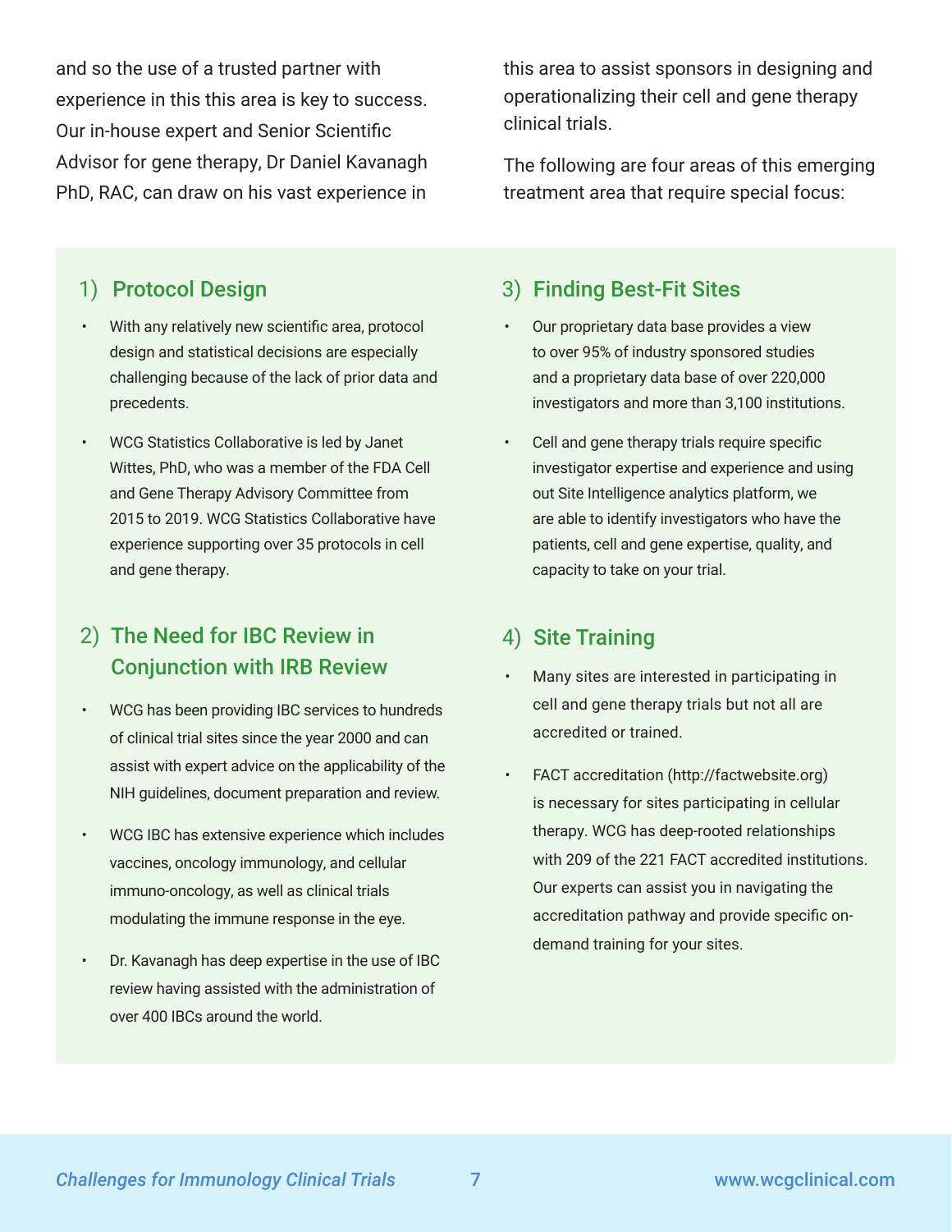and so the use of a trusted partner with experience in this this area is key to success. Our in-house expert and Senior Scientific Advisor for gene therapy, Dr Daniel Kavanagh PhD, RAC, can draw on his vast experience in this area to assist sponsors in designing and operationalizing their cell and gene therapy clinical trials.

The following are four areas of this emerging treatment area that require special focus:

## 1) Protocol Design

- With any relatively new scientific area, protocol design and statistical decisions are especially challenging because of the lack of prior data and precedents.
- WCG Statistics Collaborative is led by Janet Wittes, PhD, who was a member of the FDA Cell and Gene Therapy Advisory Committee from 2015 to 2019. WCG Statistics Collaborative have experience supporting over 35 protocols in cell and gene therapy.

## 2) The Need for IBC Review in Conjunction with IRB Review

- WCG has been providing IBC services to hundreds of clinical trial sites since the year 2000 and can assist with expert advice on the applicability of the NIH guidelines, document preparation and review.
- WCG IBC has extensive experience which includes vaccines, oncology immunology, and cellular immuno-oncology, as well as clinical trials modulating the immune response in the eye.
- Dr. Kavanagh has deep expertise in the use of IBC review having assisted with the administration of over 400 IBCs around the world.

## 3) Finding Best-Fit Sites

- Our proprietary data base provides a view to over 95% of industry sponsored studies and a proprietary data base of over 220,000 investigators and more than 3,100 institutions.
- Cell and gene therapy trials require specific investigator expertise and experience and using out Site Intelligence analytics platform, we are able to identify investigators who have the patients, cell and gene expertise, quality, and capacity to take on your trial.

## 4) Site Training

- Many sites are interested in participating in cell and gene therapy trials but not all are accredited or trained.
- FACT accreditation (http://factwebsite.org) is necessary for sites participating in cellular therapy. WCG has deep-rooted relationships with 209 of the 221 FACT accredited institutions. Our experts can assist you in navigating the accreditation pathway and provide specific on-demand training for your sites.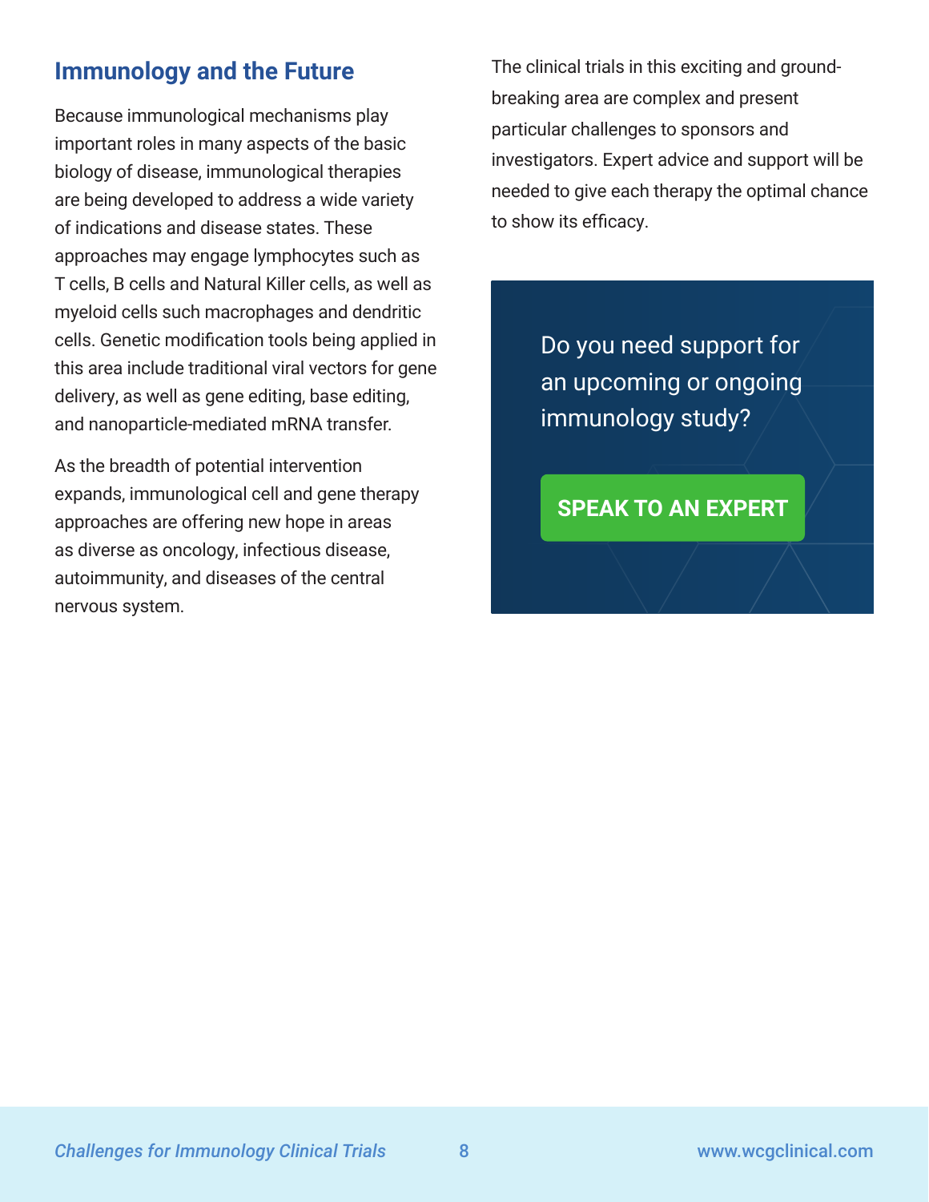## Immunology and the Future

Because immunological mechanisms play important roles in many aspects of the basic biology of disease, immunological therapies are being developed to address a wide variety of indications and disease states. These approaches may engage lymphocytes such as T cells, B cells and Natural Killer cells, as well as myeloid cells such macrophages and dendritic cells. Genetic modification tools being applied in this area include traditional viral vectors for gene delivery, as well as gene editing, base editing, and nanoparticle-mediated mRNA transfer.

As the breadth of potential intervention expands, immunological cell and gene therapy approaches are offering new hope in areas as diverse as oncology, infectious disease, autoimmunity, and diseases of the central nervous system.

The clinical trials in this exciting and ground-breaking area are complex and present particular challenges to sponsors and investigators. Expert advice and support will be needed to give each therapy the optimal chance to show its efficacy.

Do you need support for an upcoming or ongoing immunology study?

**SPEAK TO AN EXPERT**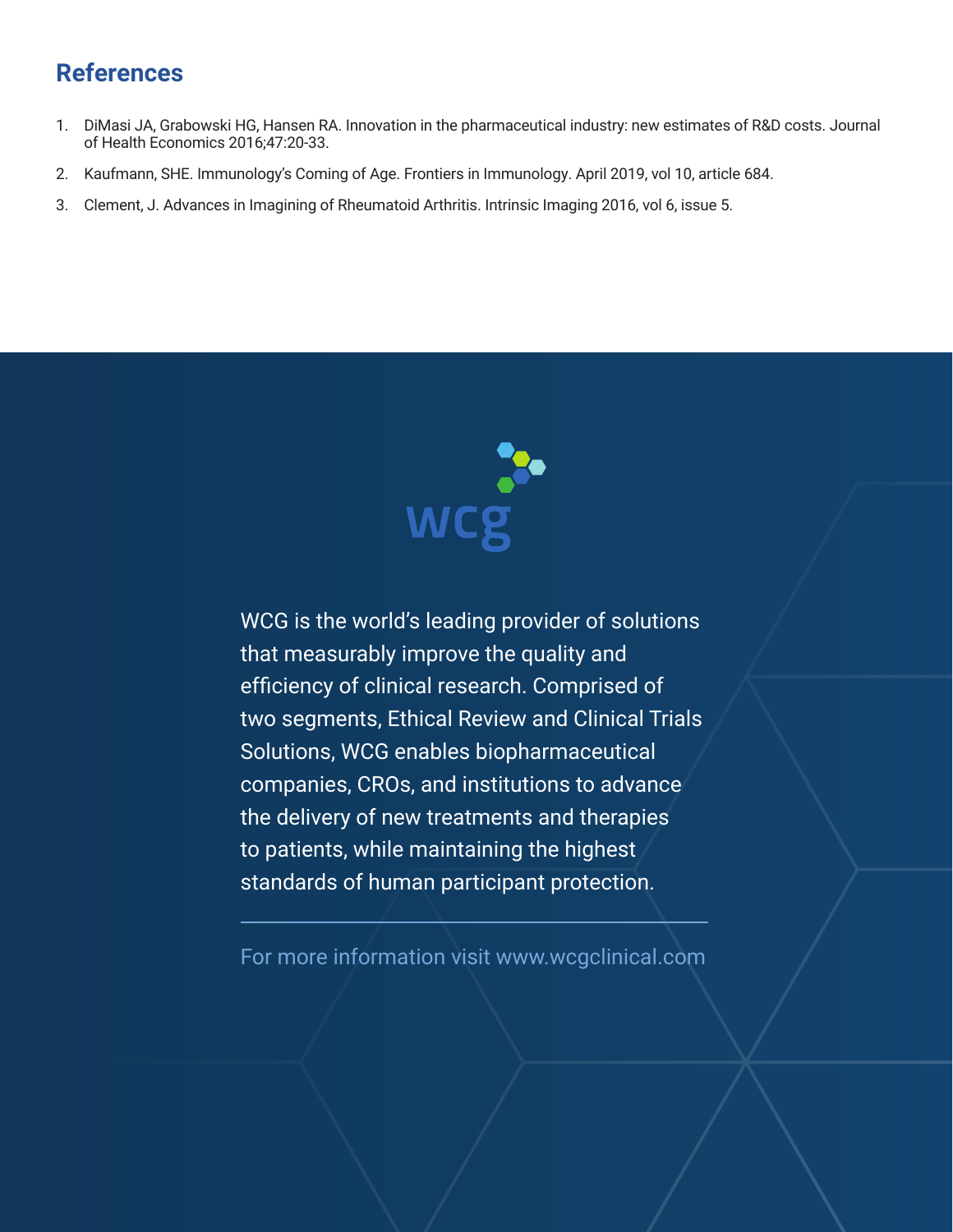## References

1. DiMasi JA, Grabowski HG, Hansen RA. Innovation in the pharmaceutical industry: new estimates of R&D costs. Journal of Health Economics 2016;47:20-33.
2. Kaufmann, SHE. Immunology's Coming of Age. Frontiers in Immunology. April 2019, vol 10, article 684.
3. Clement, J. Advances in Imagining of Rheumatoid Arthritis. Intrinsic Imaging 2016, vol 6, issue 5.

wcg

WCG is the world's leading provider of solutions that measurably improve the quality and efficiency of clinical research. Comprised of two segments, Ethical Review and Clinical Trials Solutions, WCG enables biopharmaceutical companies, CROs, and institutions to advance the delivery of new treatments and therapies to patients, while maintaining the highest standards of human participant protection.

For more information visit www.wcgclinical.com